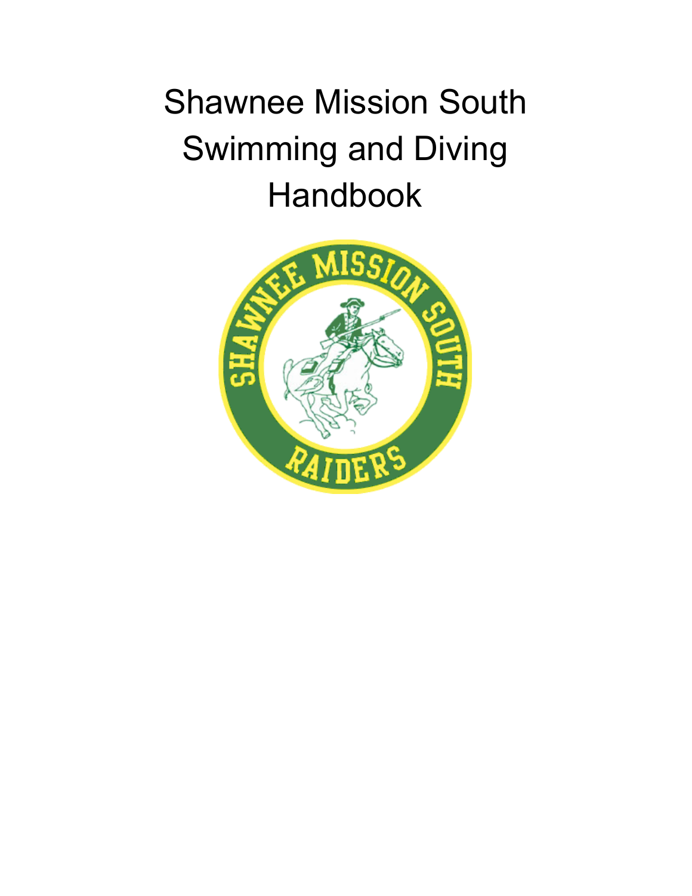# Shawnee Mission South Swimming and Diving Handbook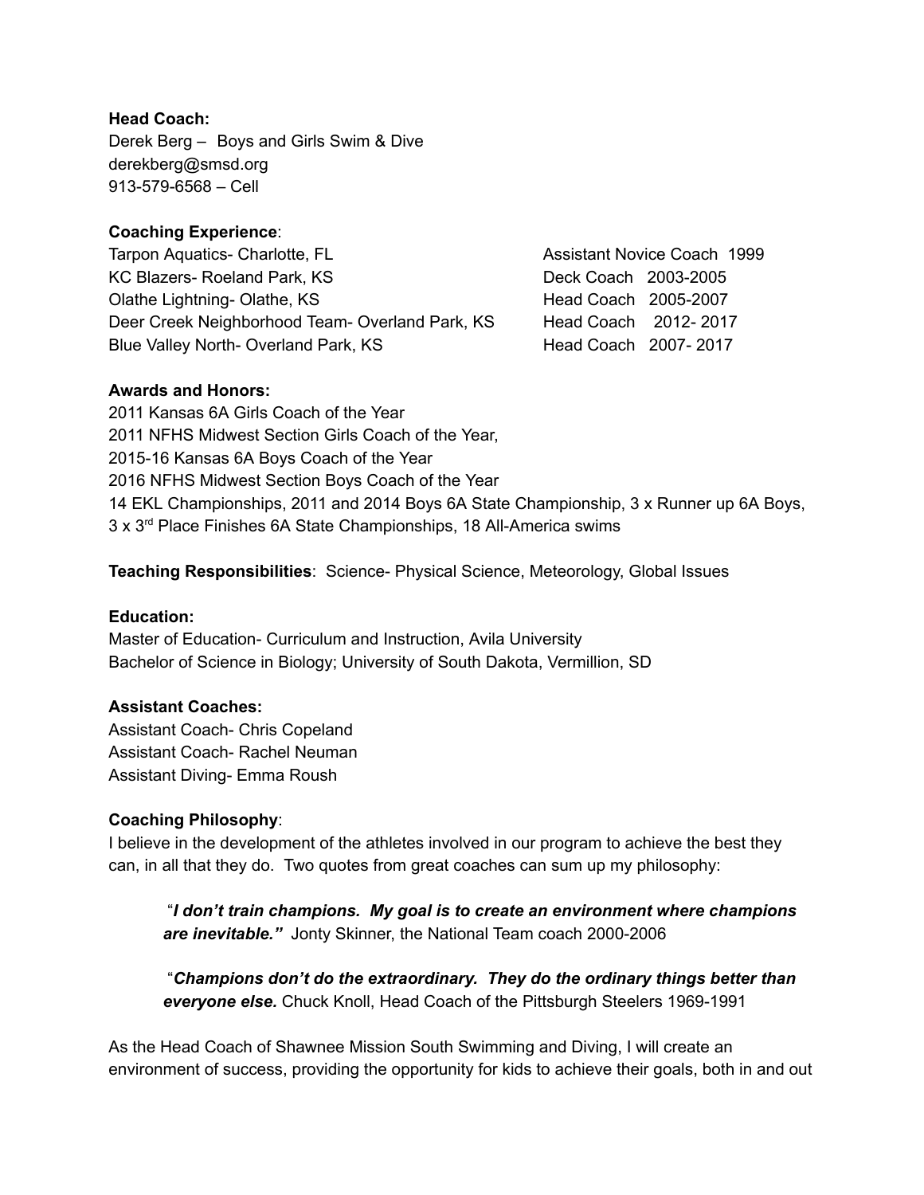**Head Coach:**
Derek Berg – Boys and Girls Swim & Dive
derekberg@smsd.org
913-579-6568 – Cell

**Coaching Experience**:

| | |
|---|---|
| Tarpon Aquatics- Charlotte, FL | Assistant Novice Coach 1999 |
| KC Blazers- Roeland Park, KS | Deck Coach 2003-2005 |
| Olathe Lightning- Olathe, KS | Head Coach 2005-2007 |
| Deer Creek Neighborhood Team- Overland Park, KS | Head Coach 2012- 2017 |
| Blue Valley North- Overland Park, KS | Head Coach 2007- 2017 |

**Awards and Honors:**
2011 Kansas 6A Girls Coach of the Year
2011 NFHS Midwest Section Girls Coach of the Year,
2015-16 Kansas 6A Boys Coach of the Year
2016 NFHS Midwest Section Boys Coach of the Year
14 EKL Championships, 2011 and 2014 Boys 6A State Championship, 3 x Runner up 6A Boys,
3 x 3rd Place Finishes 6A State Championships, 18 All-America swims

**Teaching Responsibilities**: Science- Physical Science, Meteorology, Global Issues

**Education:**
Master of Education- Curriculum and Instruction, Avila University
Bachelor of Science in Biology; University of South Dakota, Vermillion, SD

**Assistant Coaches:**
Assistant Coach- Chris Copeland
Assistant Coach- Rachel Neuman
Assistant Diving- Emma Roush

**Coaching Philosophy**:
I believe in the development of the athletes involved in our program to achieve the best they can, in all that they do. Two quotes from great coaches can sum up my philosophy:

> "***I don't train champions. My goal is to create an environment where champions are inevitable."*** Jonty Skinner, the National Team coach 2000-2006

> "***Champions don't do the extraordinary. They do the ordinary things better than everyone else.*** Chuck Knoll, Head Coach of the Pittsburgh Steelers 1969-1991

As the Head Coach of Shawnee Mission South Swimming and Diving, I will create an environment of success, providing the opportunity for kids to achieve their goals, both in and out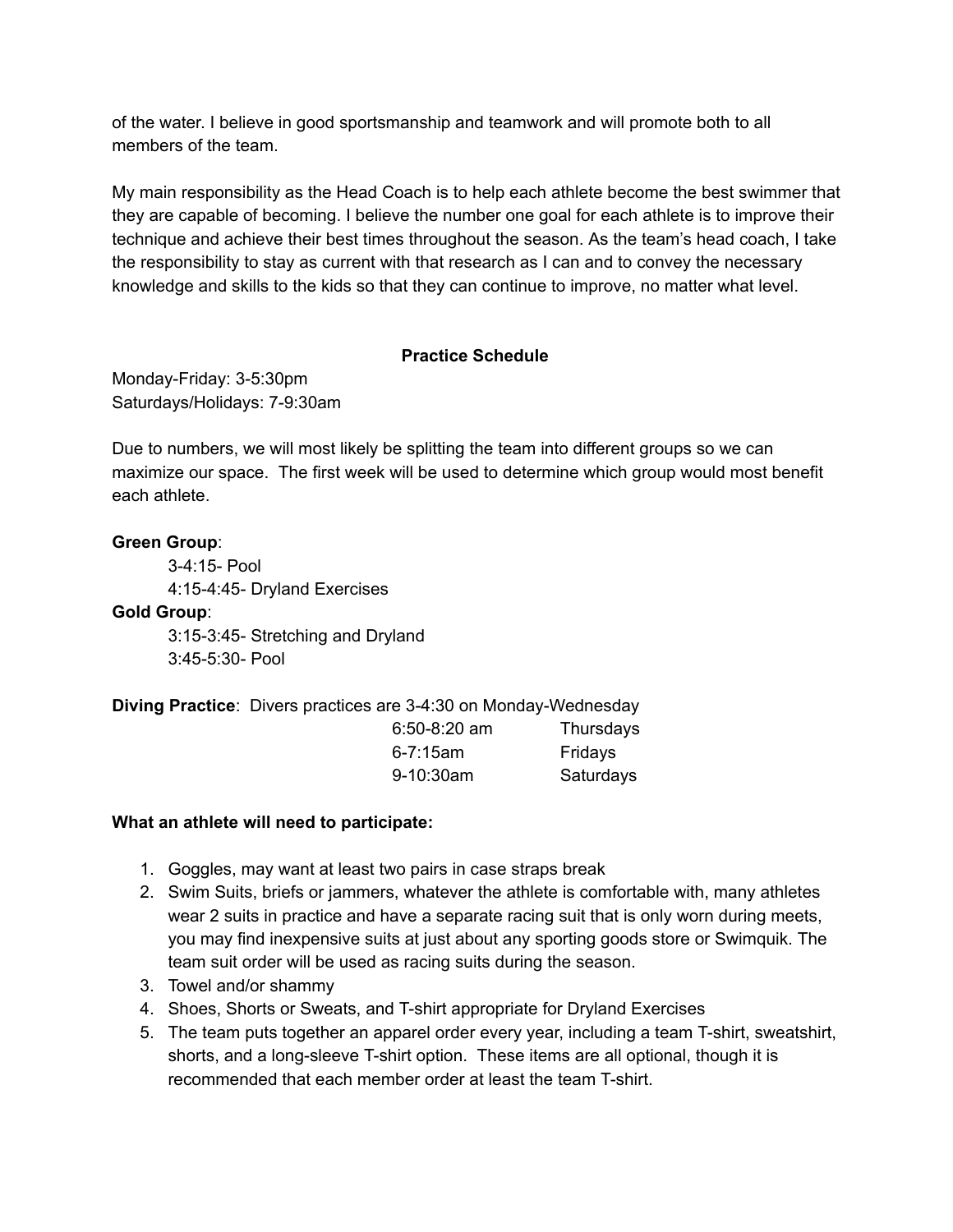of the water. I believe in good sportsmanship and teamwork and will promote both to all members of the team.

My main responsibility as the Head Coach is to help each athlete become the best swimmer that they are capable of becoming. I believe the number one goal for each athlete is to improve their technique and achieve their best times throughout the season. As the team's head coach, I take the responsibility to stay as current with that research as I can and to convey the necessary knowledge and skills to the kids so that they can continue to improve, no matter what level.

## Practice Schedule

Monday-Friday: 3-5:30pm
Saturdays/Holidays: 7-9:30am

Due to numbers, we will most likely be splitting the team into different groups so we can maximize our space. The first week will be used to determine which group would most benefit each athlete.

**Green Group**:
- 3-4:15- Pool
- 4:15-4:45- Dryland Exercises

**Gold Group**:
- 3:15-3:45- Stretching and Dryland
- 3:45-5:30- Pool

**Diving Practice**: Divers practices are 3-4:30 on Monday-Wednesday

| | |
|---|---|
| 6:50-8:20 am | Thursdays |
| 6-7:15am | Fridays |
| 9-10:30am | Saturdays |

**What an athlete will need to participate:**

1. Goggles, may want at least two pairs in case straps break
2. Swim Suits, briefs or jammers, whatever the athlete is comfortable with, many athletes wear 2 suits in practice and have a separate racing suit that is only worn during meets, you may find inexpensive suits at just about any sporting goods store or Swimquik. The team suit order will be used as racing suits during the season.
3. Towel and/or shammy
4. Shoes, Shorts or Sweats, and T-shirt appropriate for Dryland Exercises
5. The team puts together an apparel order every year, including a team T-shirt, sweatshirt, shorts, and a long-sleeve T-shirt option. These items are all optional, though it is recommended that each member order at least the team T-shirt.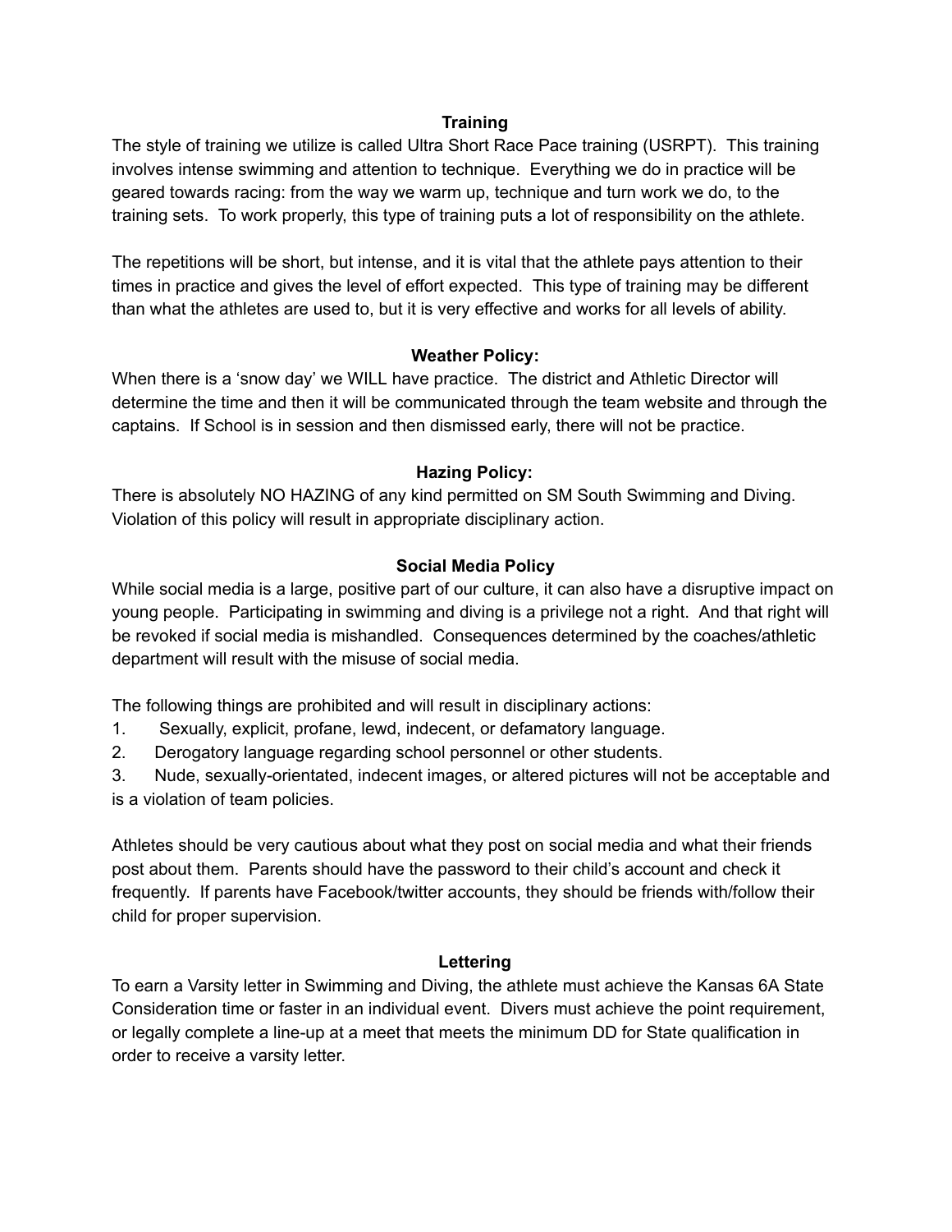## Training

The style of training we utilize is called Ultra Short Race Pace training (USRPT). This training involves intense swimming and attention to technique. Everything we do in practice will be geared towards racing: from the way we warm up, technique and turn work we do, to the training sets. To work properly, this type of training puts a lot of responsibility on the athlete.

The repetitions will be short, but intense, and it is vital that the athlete pays attention to their times in practice and gives the level of effort expected. This type of training may be different than what the athletes are used to, but it is very effective and works for all levels of ability.

## Weather Policy:

When there is a 'snow day' we WILL have practice. The district and Athletic Director will determine the time and then it will be communicated through the team website and through the captains. If School is in session and then dismissed early, there will not be practice.

## Hazing Policy:

There is absolutely NO HAZING of any kind permitted on SM South Swimming and Diving. Violation of this policy will result in appropriate disciplinary action.

## Social Media Policy

While social media is a large, positive part of our culture, it can also have a disruptive impact on young people. Participating in swimming and diving is a privilege not a right. And that right will be revoked if social media is mishandled. Consequences determined by the coaches/athletic department will result with the misuse of social media.

The following things are prohibited and will result in disciplinary actions:

1. Sexually, explicit, profane, lewd, indecent, or defamatory language.
2. Derogatory language regarding school personnel or other students.
3. Nude, sexually-orientated, indecent images, or altered pictures will not be acceptable and is a violation of team policies.

Athletes should be very cautious about what they post on social media and what their friends post about them. Parents should have the password to their child's account and check it frequently. If parents have Facebook/twitter accounts, they should be friends with/follow their child for proper supervision.

## Lettering

To earn a Varsity letter in Swimming and Diving, the athlete must achieve the Kansas 6A State Consideration time or faster in an individual event. Divers must achieve the point requirement, or legally complete a line-up at a meet that meets the minimum DD for State qualification in order to receive a varsity letter.